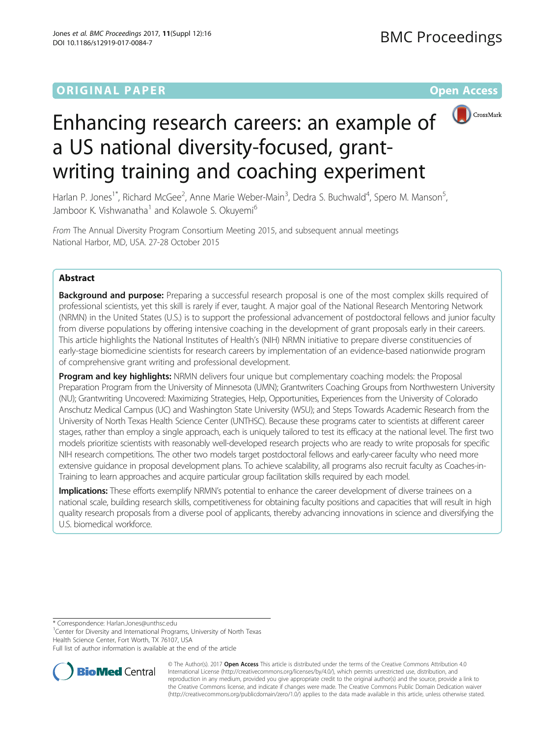ORIGINAL PAPER

Open Access

# Enhancing research careers: an example of a US national diversity-focused, grant-writing training and coaching experiment

Harlan P. Jones[1*], Richard McGee[2], Anne Marie Weber-Main[3], Dedra S. Buchwald[4], Spero M. Manson[5], Jamboor K. Vishwanatha[1] and Kolawole S. Okuyemi[6]

*From* The Annual Diversity Program Consortium Meeting 2015, and subsequent annual meetings
National Harbor, MD, USA. 27-28 October 2015

## Abstract

**Background and purpose:** Preparing a successful research proposal is one of the most complex skills required of professional scientists, yet this skill is rarely if ever, taught. A major goal of the National Research Mentoring Network (NRMN) in the United States (U.S.) is to support the professional advancement of postdoctoral fellows and junior faculty from diverse populations by offering intensive coaching in the development of grant proposals early in their careers. This article highlights the National Institutes of Health's (NIH) NRMN initiative to prepare diverse constituencies of early-stage biomedicine scientists for research careers by implementation of an evidence-based nationwide program of comprehensive grant writing and professional development.

**Program and key highlights:** NRMN delivers four unique but complementary coaching models: the Proposal Preparation Program from the University of Minnesota (UMN); Grantwriters Coaching Groups from Northwestern University (NU); Grantwriting Uncovered: Maximizing Strategies, Help, Opportunities, Experiences from the University of Colorado Anschutz Medical Campus (UC) and Washington State University (WSU); and Steps Towards Academic Research from the University of North Texas Health Science Center (UNTHSC). Because these programs cater to scientists at different career stages, rather than employ a single approach, each is uniquely tailored to test its efficacy at the national level. The first two models prioritize scientists with reasonably well-developed research projects who are ready to write proposals for specific NIH research competitions. The other two models target postdoctoral fellows and early-career faculty who need more extensive guidance in proposal development plans. To achieve scalability, all programs also recruit faculty as Coaches-in-Training to learn approaches and acquire particular group facilitation skills required by each model.

**Implications:** These efforts exemplify NRMN's potential to enhance the career development of diverse trainees on a national scale, building research skills, competitiveness for obtaining faculty positions and capacities that will result in high quality research proposals from a diverse pool of applicants, thereby advancing innovations in science and diversifying the U.S. biomedical workforce.

\* Correspondence: Harlan.Jones@unthsc.edu
[1]Center for Diversity and International Programs, University of North Texas Health Science Center, Fort Worth, TX 76107, USA
Full list of author information is available at the end of the article

© The Author(s). 2017 **Open Access** This article is distributed under the terms of the Creative Commons Attribution 4.0 International License (http://creativecommons.org/licenses/by/4.0/), which permits unrestricted use, distribution, and reproduction in any medium, provided you give appropriate credit to the original author(s) and the source, provide a link to the Creative Commons license, and indicate if changes were made. The Creative Commons Public Domain Dedication waiver (http://creativecommons.org/publicdomain/zero/1.0/) applies to the data made available in this article, unless otherwise stated.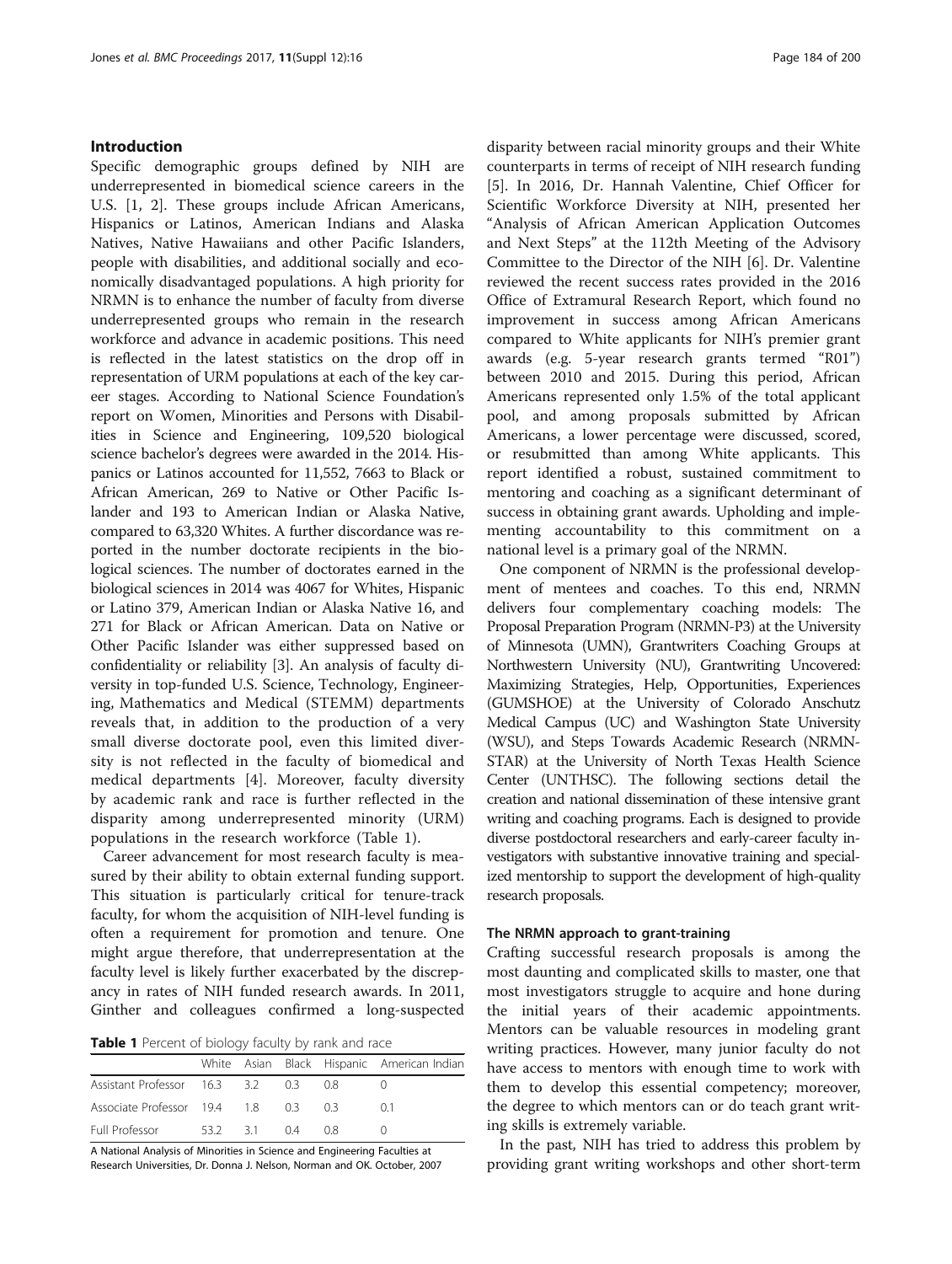## Introduction

Specific demographic groups defined by NIH are underrepresented in biomedical science careers in the U.S. [1, 2]. These groups include African Americans, Hispanics or Latinos, American Indians and Alaska Natives, Native Hawaiians and other Pacific Islanders, people with disabilities, and additional socially and economically disadvantaged populations. A high priority for NRMN is to enhance the number of faculty from diverse underrepresented groups who remain in the research workforce and advance in academic positions. This need is reflected in the latest statistics on the drop off in representation of URM populations at each of the key career stages. According to National Science Foundation's report on Women, Minorities and Persons with Disabilities in Science and Engineering, 109,520 biological science bachelor's degrees were awarded in the 2014. Hispanics or Latinos accounted for 11,552, 7663 to Black or African American, 269 to Native or Other Pacific Islander and 193 to American Indian or Alaska Native, compared to 63,320 Whites. A further discordance was reported in the number doctorate recipients in the biological sciences. The number of doctorates earned in the biological sciences in 2014 was 4067 for Whites, Hispanic or Latino 379, American Indian or Alaska Native 16, and 271 for Black or African American. Data on Native or Other Pacific Islander was either suppressed based on confidentiality or reliability [3]. An analysis of faculty diversity in top-funded U.S. Science, Technology, Engineering, Mathematics and Medical (STEMM) departments reveals that, in addition to the production of a very small diverse doctorate pool, even this limited diversity is not reflected in the faculty of biomedical and medical departments [4]. Moreover, faculty diversity by academic rank and race is further reflected in the disparity among underrepresented minority (URM) populations in the research workforce (Table 1).

Career advancement for most research faculty is measured by their ability to obtain external funding support. This situation is particularly critical for tenure-track faculty, for whom the acquisition of NIH-level funding is often a requirement for promotion and tenure. One might argue therefore, that underrepresentation at the faculty level is likely further exacerbated by the discrepancy in rates of NIH funded research awards. In 2011, Ginther and colleagues confirmed a long-suspected disparity between racial minority groups and their White counterparts in terms of receipt of NIH research funding [5]. In 2016, Dr. Hannah Valentine, Chief Officer for Scientific Workforce Diversity at NIH, presented her "Analysis of African American Application Outcomes and Next Steps" at the 112th Meeting of the Advisory Committee to the Director of the NIH [6]. Dr. Valentine reviewed the recent success rates provided in the 2016 Office of Extramural Research Report, which found no improvement in success among African Americans compared to White applicants for NIH's premier grant awards (e.g. 5-year research grants termed "R01") between 2010 and 2015. During this period, African Americans represented only 1.5% of the total applicant pool, and among proposals submitted by African Americans, a lower percentage were discussed, scored, or resubmitted than among White applicants. This report identified a robust, sustained commitment to mentoring and coaching as a significant determinant of success in obtaining grant awards. Upholding and implementing accountability to this commitment on a national level is a primary goal of the NRMN.

**Table 1** Percent of biology faculty by rank and race

| | White | Asian | Black | Hispanic | American Indian |
|---|---|---|---|---|---|
| Assistant Professor | 16.3 | 3.2 | 0.3 | 0.8 | 0 |
| Associate Professor | 19.4 | 1.8 | 0.3 | 0.3 | 0.1 |
| Full Professor | 53.2 | 3.1 | 0.4 | 0.8 | 0 |

A National Analysis of Minorities in Science and Engineering Faculties at Research Universities, Dr. Donna J. Nelson, Norman and OK. October, 2007

One component of NRMN is the professional development of mentees and coaches. To this end, NRMN delivers four complementary coaching models: The Proposal Preparation Program (NRMN-P3) at the University of Minnesota (UMN), Grantwriters Coaching Groups at Northwestern University (NU), Grantwriting Uncovered: Maximizing Strategies, Help, Opportunities, Experiences (GUMSHOE) at the University of Colorado Anschutz Medical Campus (UC) and Washington State University (WSU), and Steps Towards Academic Research (NRMN-STAR) at the University of North Texas Health Science Center (UNTHSC). The following sections detail the creation and national dissemination of these intensive grant writing and coaching programs. Each is designed to provide diverse postdoctoral researchers and early-career faculty investigators with substantive innovative training and specialized mentorship to support the development of high-quality research proposals.

### The NRMN approach to grant-training

Crafting successful research proposals is among the most daunting and complicated skills to master, one that most investigators struggle to acquire and hone during the initial years of their academic appointments. Mentors can be valuable resources in modeling grant writing practices. However, many junior faculty do not have access to mentors with enough time to work with them to develop this essential competency; moreover, the degree to which mentors can or do teach grant writing skills is extremely variable.

In the past, NIH has tried to address this problem by providing grant writing workshops and other short-term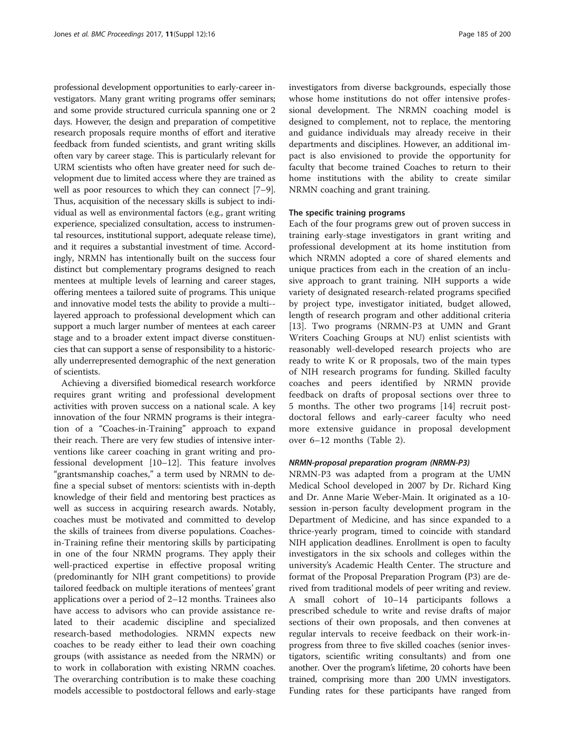professional development opportunities to early-career investigators. Many grant writing programs offer seminars; and some provide structured curricula spanning one or 2 days. However, the design and preparation of competitive research proposals require months of effort and iterative feedback from funded scientists, and grant writing skills often vary by career stage. This is particularly relevant for URM scientists who often have greater need for such development due to limited access where they are trained as well as poor resources to which they can connect [7–9]. Thus, acquisition of the necessary skills is subject to individual as well as environmental factors (e.g., grant writing experience, specialized consultation, access to instrumental resources, institutional support, adequate release time), and it requires a substantial investment of time. Accordingly, NRMN has intentionally built on the success four distinct but complementary programs designed to reach mentees at multiple levels of learning and career stages, offering mentees a tailored suite of programs. This unique and innovative model tests the ability to provide a multi-layered approach to professional development which can support a much larger number of mentees at each career stage and to a broader extent impact diverse constituencies that can support a sense of responsibility to a historically underrepresented demographic of the next generation of scientists.

Achieving a diversified biomedical research workforce requires grant writing and professional development activities with proven success on a national scale. A key innovation of the four NRMN programs is their integration of a "Coaches-in-Training" approach to expand their reach. There are very few studies of intensive interventions like career coaching in grant writing and professional development [10–12]. This feature involves "grantsmanship coaches," a term used by NRMN to define a special subset of mentors: scientists with in-depth knowledge of their field and mentoring best practices as well as success in acquiring research awards. Notably, coaches must be motivated and committed to develop the skills of trainees from diverse populations. Coaches-in-Training refine their mentoring skills by participating in one of the four NRMN programs. They apply their well-practiced expertise in effective proposal writing (predominantly for NIH grant competitions) to provide tailored feedback on multiple iterations of mentees' grant applications over a period of 2–12 months. Trainees also have access to advisors who can provide assistance related to their academic discipline and specialized research-based methodologies. NRMN expects new coaches to be ready either to lead their own coaching groups (with assistance as needed from the NRMN) or to work in collaboration with existing NRMN coaches. The overarching contribution is to make these coaching models accessible to postdoctoral fellows and early-stage investigators from diverse backgrounds, especially those whose home institutions do not offer intensive professional development. The NRMN coaching model is designed to complement, not to replace, the mentoring and guidance individuals may already receive in their departments and disciplines. However, an additional impact is also envisioned to provide the opportunity for faculty that become trained Coaches to return to their home institutions with the ability to create similar NRMN coaching and grant training.

### The specific training programs

Each of the four programs grew out of proven success in training early-stage investigators in grant writing and professional development at its home institution from which NRMN adopted a core of shared elements and unique practices from each in the creation of an inclusive approach to grant training. NIH supports a wide variety of designated research-related programs specified by project type, investigator initiated, budget allowed, length of research program and other additional criteria [13]. Two programs (NRMN-P3 at UMN and Grant Writers Coaching Groups at NU) enlist scientists with reasonably well-developed research projects who are ready to write K or R proposals, two of the main types of NIH research programs for funding. Skilled faculty coaches and peers identified by NRMN provide feedback on drafts of proposal sections over three to 5 months. The other two programs [14] recruit postdoctoral fellows and early-career faculty who need more extensive guidance in proposal development over 6–12 months (Table 2).

#### *NRMN-proposal preparation program (NRMN-P3)*

NRMN-P3 was adapted from a program at the UMN Medical School developed in 2007 by Dr. Richard King and Dr. Anne Marie Weber-Main. It originated as a 10-session in-person faculty development program in the Department of Medicine, and has since expanded to a thrice-yearly program, timed to coincide with standard NIH application deadlines. Enrollment is open to faculty investigators in the six schools and colleges within the university's Academic Health Center. The structure and format of the Proposal Preparation Program (P3) are derived from traditional models of peer writing and review. A small cohort of 10–14 participants follows a prescribed schedule to write and revise drafts of major sections of their own proposals, and then convenes at regular intervals to receive feedback on their work-in-progress from three to five skilled coaches (senior investigators, scientific writing consultants) and from one another. Over the program's lifetime, 20 cohorts have been trained, comprising more than 200 UMN investigators. Funding rates for these participants have ranged from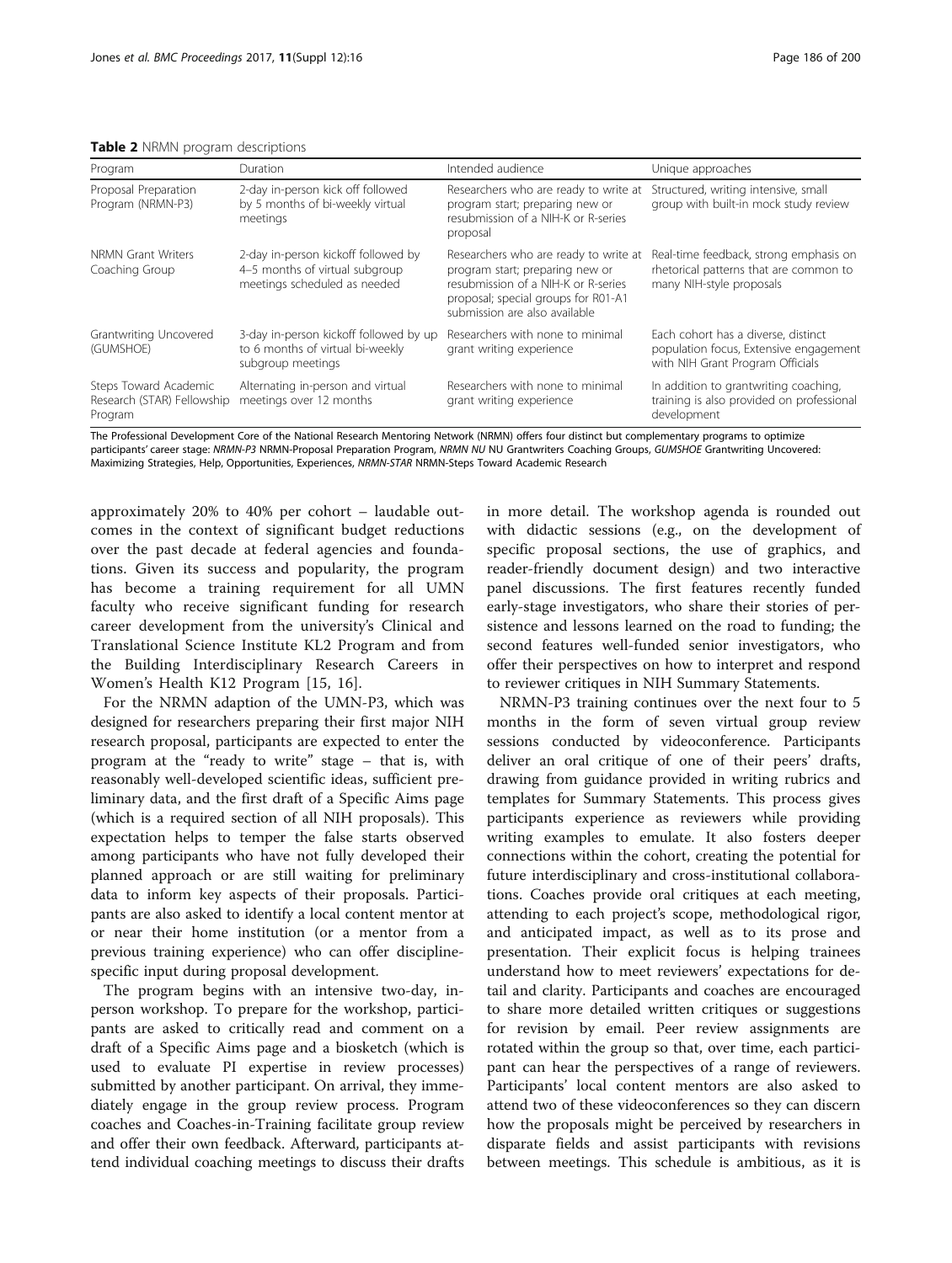**Table 2** NRMN program descriptions

| Program | Duration | Intended audience | Unique approaches |
|---|---|---|---|
| Proposal Preparation Program (NRMN-P3) | 2-day in-person kick off followed by 5 months of bi-weekly virtual meetings | Researchers who are ready to write at program start; preparing new or resubmission of a NIH-K or R-series proposal | Structured, writing intensive, small group with built-in mock study review |
| NRMN Grant Writers Coaching Group | 2-day in-person kickoff followed by 4–5 months of virtual subgroup meetings scheduled as needed | Researchers who are ready to write at program start; preparing new or resubmission of a NIH-K or R-series proposal; special groups for R01-A1 submission are also available | Real-time feedback, strong emphasis on rhetorical patterns that are common to many NIH-style proposals |
| Grantwriting Uncovered (GUMSHOE) | 3-day in-person kickoff followed by up to 6 months of virtual bi-weekly subgroup meetings | Researchers with none to minimal grant writing experience | Each cohort has a diverse, distinct population focus, Extensive engagement with NIH Grant Program Officials |
| Steps Toward Academic Research (STAR) Fellowship Program | Alternating in-person and virtual meetings over 12 months | Researchers with none to minimal grant writing experience | In addition to grantwriting coaching, training is also provided on professional development |

The Professional Development Core of the National Research Mentoring Network (NRMN) offers four distinct but complementary programs to optimize participants' career stage: *NRMN-P3* NRMN-Proposal Preparation Program, *NRMN NU* NU Grantwriters Coaching Groups, *GUMSHOE* Grantwriting Uncovered: Maximizing Strategies, Help, Opportunities, Experiences, *NRMN-STAR* NRMN-Steps Toward Academic Research

approximately 20% to 40% per cohort – laudable outcomes in the context of significant budget reductions over the past decade at federal agencies and foundations. Given its success and popularity, the program has become a training requirement for all UMN faculty who receive significant funding for research career development from the university's Clinical and Translational Science Institute KL2 Program and from the Building Interdisciplinary Research Careers in Women's Health K12 Program [15, 16].

For the NRMN adaption of the UMN-P3, which was designed for researchers preparing their first major NIH research proposal, participants are expected to enter the program at the "ready to write" stage – that is, with reasonably well-developed scientific ideas, sufficient preliminary data, and the first draft of a Specific Aims page (which is a required section of all NIH proposals). This expectation helps to temper the false starts observed among participants who have not fully developed their planned approach or are still waiting for preliminary data to inform key aspects of their proposals. Participants are also asked to identify a local content mentor at or near their home institution (or a mentor from a previous training experience) who can offer discipline-specific input during proposal development.

The program begins with an intensive two-day, in-person workshop. To prepare for the workshop, participants are asked to critically read and comment on a draft of a Specific Aims page and a biosketch (which is used to evaluate PI expertise in review processes) submitted by another participant. On arrival, they immediately engage in the group review process. Program coaches and Coaches-in-Training facilitate group review and offer their own feedback. Afterward, participants attend individual coaching meetings to discuss their drafts in more detail. The workshop agenda is rounded out with didactic sessions (e.g., on the development of specific proposal sections, the use of graphics, and reader-friendly document design) and two interactive panel discussions. The first features recently funded early-stage investigators, who share their stories of persistence and lessons learned on the road to funding; the second features well-funded senior investigators, who offer their perspectives on how to interpret and respond to reviewer critiques in NIH Summary Statements.

NRMN-P3 training continues over the next four to 5 months in the form of seven virtual group review sessions conducted by videoconference. Participants deliver an oral critique of one of their peers' drafts, drawing from guidance provided in writing rubrics and templates for Summary Statements. This process gives participants experience as reviewers while providing writing examples to emulate. It also fosters deeper connections within the cohort, creating the potential for future interdisciplinary and cross-institutional collaborations. Coaches provide oral critiques at each meeting, attending to each project's scope, methodological rigor, and anticipated impact, as well as to its prose and presentation. Their explicit focus is helping trainees understand how to meet reviewers' expectations for detail and clarity. Participants and coaches are encouraged to share more detailed written critiques or suggestions for revision by email. Peer review assignments are rotated within the group so that, over time, each participant can hear the perspectives of a range of reviewers. Participants' local content mentors are also asked to attend two of these videoconferences so they can discern how the proposals might be perceived by researchers in disparate fields and assist participants with revisions between meetings. This schedule is ambitious, as it is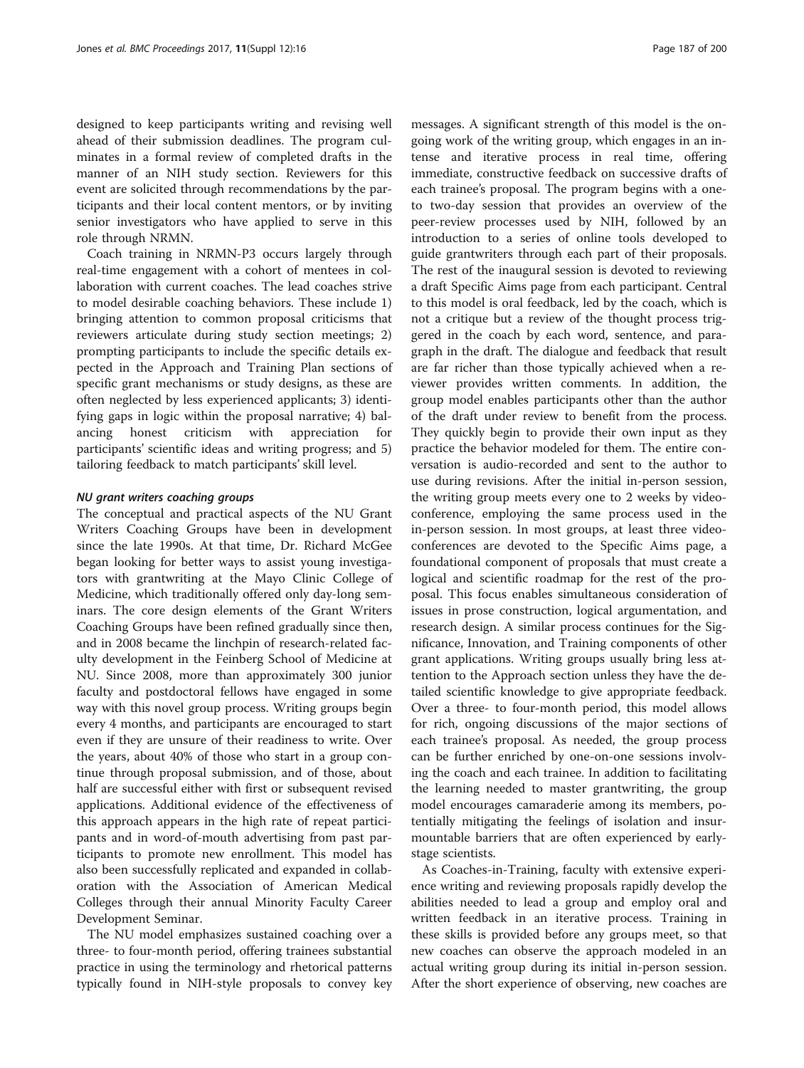designed to keep participants writing and revising well ahead of their submission deadlines. The program culminates in a formal review of completed drafts in the manner of an NIH study section. Reviewers for this event are solicited through recommendations by the participants and their local content mentors, or by inviting senior investigators who have applied to serve in this role through NRMN.

Coach training in NRMN-P3 occurs largely through real-time engagement with a cohort of mentees in collaboration with current coaches. The lead coaches strive to model desirable coaching behaviors. These include 1) bringing attention to common proposal criticisms that reviewers articulate during study section meetings; 2) prompting participants to include the specific details expected in the Approach and Training Plan sections of specific grant mechanisms or study designs, as these are often neglected by less experienced applicants; 3) identifying gaps in logic within the proposal narrative; 4) balancing honest criticism with appreciation for participants' scientific ideas and writing progress; and 5) tailoring feedback to match participants' skill level.

#### *NU grant writers coaching groups*

The conceptual and practical aspects of the NU Grant Writers Coaching Groups have been in development since the late 1990s. At that time, Dr. Richard McGee began looking for better ways to assist young investigators with grantwriting at the Mayo Clinic College of Medicine, which traditionally offered only day-long seminars. The core design elements of the Grant Writers Coaching Groups have been refined gradually since then, and in 2008 became the linchpin of research-related faculty development in the Feinberg School of Medicine at NU. Since 2008, more than approximately 300 junior faculty and postdoctoral fellows have engaged in some way with this novel group process. Writing groups begin every 4 months, and participants are encouraged to start even if they are unsure of their readiness to write. Over the years, about 40% of those who start in a group continue through proposal submission, and of those, about half are successful either with first or subsequent revised applications. Additional evidence of the effectiveness of this approach appears in the high rate of repeat participants and in word-of-mouth advertising from past participants to promote new enrollment. This model has also been successfully replicated and expanded in collaboration with the Association of American Medical Colleges through their annual Minority Faculty Career Development Seminar.

The NU model emphasizes sustained coaching over a three- to four-month period, offering trainees substantial practice in using the terminology and rhetorical patterns typically found in NIH-style proposals to convey key messages. A significant strength of this model is the ongoing work of the writing group, which engages in an intense and iterative process in real time, offering immediate, constructive feedback on successive drafts of each trainee's proposal. The program begins with a one- to two-day session that provides an overview of the peer-review processes used by NIH, followed by an introduction to a series of online tools developed to guide grantwriters through each part of their proposals. The rest of the inaugural session is devoted to reviewing a draft Specific Aims page from each participant. Central to this model is oral feedback, led by the coach, which is not a critique but a review of the thought process triggered in the coach by each word, sentence, and paragraph in the draft. The dialogue and feedback that result are far richer than those typically achieved when a reviewer provides written comments. In addition, the group model enables participants other than the author of the draft under review to benefit from the process. They quickly begin to provide their own input as they practice the behavior modeled for them. The entire conversation is audio-recorded and sent to the author to use during revisions. After the initial in-person session, the writing group meets every one to 2 weeks by videoconference, employing the same process used in the in-person session. In most groups, at least three videoconferences are devoted to the Specific Aims page, a foundational component of proposals that must create a logical and scientific roadmap for the rest of the proposal. This focus enables simultaneous consideration of issues in prose construction, logical argumentation, and research design. A similar process continues for the Significance, Innovation, and Training components of other grant applications. Writing groups usually bring less attention to the Approach section unless they have the detailed scientific knowledge to give appropriate feedback. Over a three- to four-month period, this model allows for rich, ongoing discussions of the major sections of each trainee's proposal. As needed, the group process can be further enriched by one-on-one sessions involving the coach and each trainee. In addition to facilitating the learning needed to master grantwriting, the group model encourages camaraderie among its members, potentially mitigating the feelings of isolation and insurmountable barriers that are often experienced by early-stage scientists.

As Coaches-in-Training, faculty with extensive experience writing and reviewing proposals rapidly develop the abilities needed to lead a group and employ oral and written feedback in an iterative process. Training in these skills is provided before any groups meet, so that new coaches can observe the approach modeled in an actual writing group during its initial in-person session. After the short experience of observing, new coaches are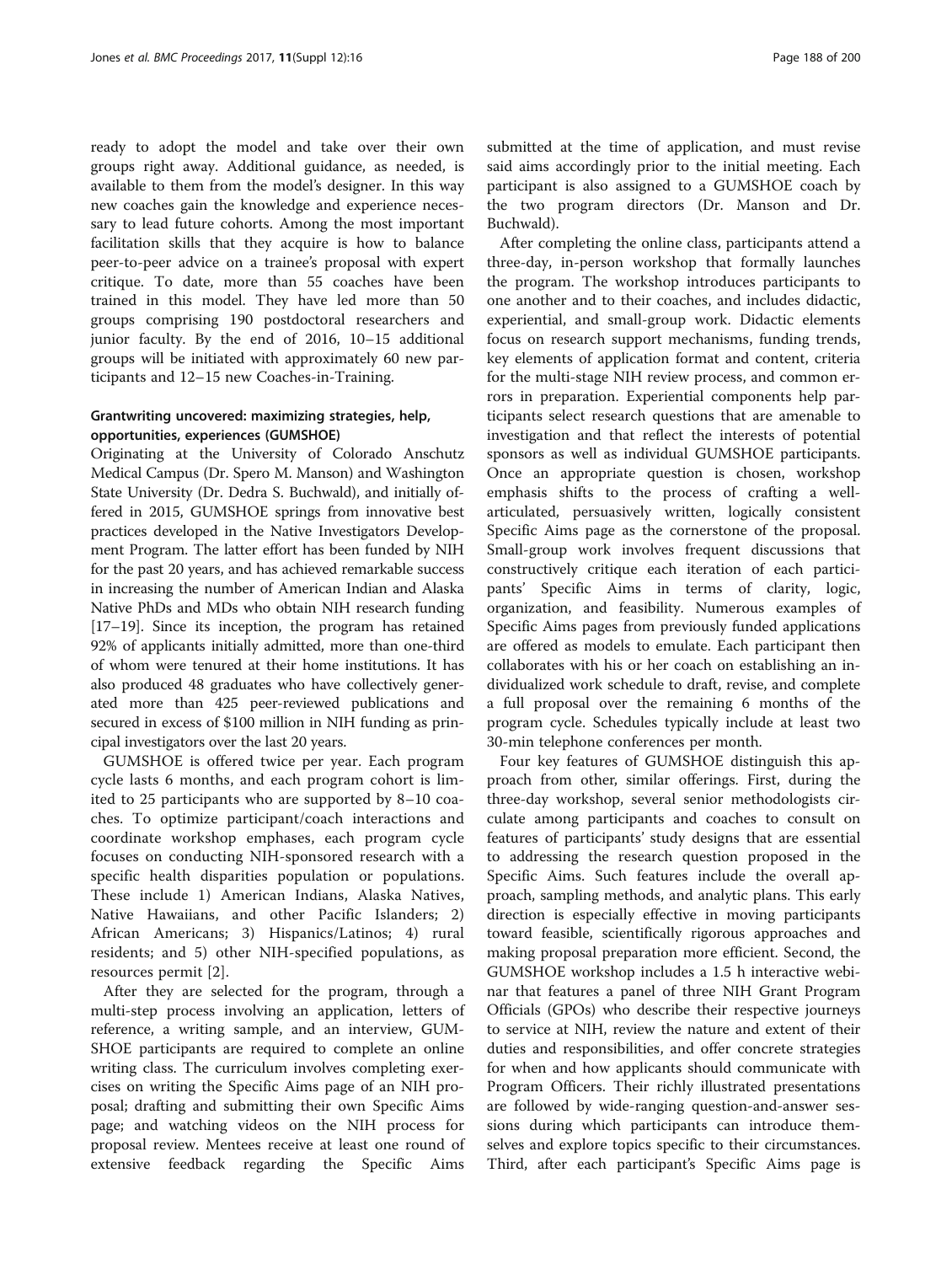ready to adopt the model and take over their own groups right away. Additional guidance, as needed, is available to them from the model's designer. In this way new coaches gain the knowledge and experience necessary to lead future cohorts. Among the most important facilitation skills that they acquire is how to balance peer-to-peer advice on a trainee's proposal with expert critique. To date, more than 55 coaches have been trained in this model. They have led more than 50 groups comprising 190 postdoctoral researchers and junior faculty. By the end of 2016, 10–15 additional groups will be initiated with approximately 60 new participants and 12–15 new Coaches-in-Training.

### Grantwriting uncovered: maximizing strategies, help, opportunities, experiences (GUMSHOE)

Originating at the University of Colorado Anschutz Medical Campus (Dr. Spero M. Manson) and Washington State University (Dr. Dedra S. Buchwald), and initially offered in 2015, GUMSHOE springs from innovative best practices developed in the Native Investigators Development Program. The latter effort has been funded by NIH for the past 20 years, and has achieved remarkable success in increasing the number of American Indian and Alaska Native PhDs and MDs who obtain NIH research funding [17–19]. Since its inception, the program has retained 92% of applicants initially admitted, more than one-third of whom were tenured at their home institutions. It has also produced 48 graduates who have collectively generated more than 425 peer-reviewed publications and secured in excess of $100 million in NIH funding as principal investigators over the last 20 years.

GUMSHOE is offered twice per year. Each program cycle lasts 6 months, and each program cohort is limited to 25 participants who are supported by 8–10 coaches. To optimize participant/coach interactions and coordinate workshop emphases, each program cycle focuses on conducting NIH-sponsored research with a specific health disparities population or populations. These include 1) American Indians, Alaska Natives, Native Hawaiians, and other Pacific Islanders; 2) African Americans; 3) Hispanics/Latinos; 4) rural residents; and 5) other NIH-specified populations, as resources permit [2].

After they are selected for the program, through a multi-step process involving an application, letters of reference, a writing sample, and an interview, GUMSHOE participants are required to complete an online writing class. The curriculum involves completing exercises on writing the Specific Aims page of an NIH proposal; drafting and submitting their own Specific Aims page; and watching videos on the NIH process for proposal review. Mentees receive at least one round of extensive feedback regarding the Specific Aims submitted at the time of application, and must revise said aims accordingly prior to the initial meeting. Each participant is also assigned to a GUMSHOE coach by the two program directors (Dr. Manson and Dr. Buchwald).

After completing the online class, participants attend a three-day, in-person workshop that formally launches the program. The workshop introduces participants to one another and to their coaches, and includes didactic, experiential, and small-group work. Didactic elements focus on research support mechanisms, funding trends, key elements of application format and content, criteria for the multi-stage NIH review process, and common errors in preparation. Experiential components help participants select research questions that are amenable to investigation and that reflect the interests of potential sponsors as well as individual GUMSHOE participants. Once an appropriate question is chosen, workshop emphasis shifts to the process of crafting a well-articulated, persuasively written, logically consistent Specific Aims page as the cornerstone of the proposal. Small-group work involves frequent discussions that constructively critique each iteration of each participants' Specific Aims in terms of clarity, logic, organization, and feasibility. Numerous examples of Specific Aims pages from previously funded applications are offered as models to emulate. Each participant then collaborates with his or her coach on establishing an individualized work schedule to draft, revise, and complete a full proposal over the remaining 6 months of the program cycle. Schedules typically include at least two 30-min telephone conferences per month.

Four key features of GUMSHOE distinguish this approach from other, similar offerings. First, during the three-day workshop, several senior methodologists circulate among participants and coaches to consult on features of participants' study designs that are essential to addressing the research question proposed in the Specific Aims. Such features include the overall approach, sampling methods, and analytic plans. This early direction is especially effective in moving participants toward feasible, scientifically rigorous approaches and making proposal preparation more efficient. Second, the GUMSHOE workshop includes a 1.5 h interactive webinar that features a panel of three NIH Grant Program Officials (GPOs) who describe their respective journeys to service at NIH, review the nature and extent of their duties and responsibilities, and offer concrete strategies for when and how applicants should communicate with Program Officers. Their richly illustrated presentations are followed by wide-ranging question-and-answer sessions during which participants can introduce themselves and explore topics specific to their circumstances. Third, after each participant's Specific Aims page is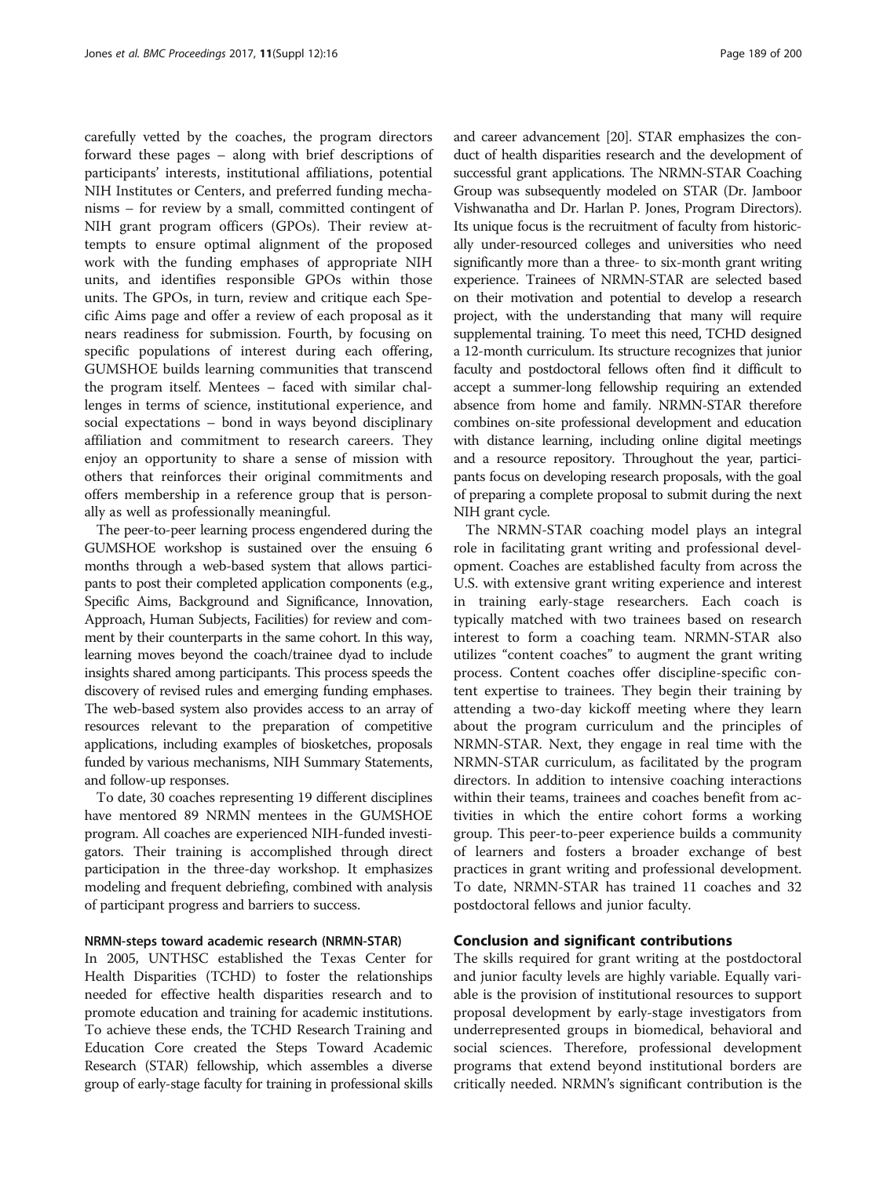carefully vetted by the coaches, the program directors forward these pages – along with brief descriptions of participants' interests, institutional affiliations, potential NIH Institutes or Centers, and preferred funding mechanisms – for review by a small, committed contingent of NIH grant program officers (GPOs). Their review attempts to ensure optimal alignment of the proposed work with the funding emphases of appropriate NIH units, and identifies responsible GPOs within those units. The GPOs, in turn, review and critique each Specific Aims page and offer a review of each proposal as it nears readiness for submission. Fourth, by focusing on specific populations of interest during each offering, GUMSHOE builds learning communities that transcend the program itself. Mentees – faced with similar challenges in terms of science, institutional experience, and social expectations – bond in ways beyond disciplinary affiliation and commitment to research careers. They enjoy an opportunity to share a sense of mission with others that reinforces their original commitments and offers membership in a reference group that is personally as well as professionally meaningful.

The peer-to-peer learning process engendered during the GUMSHOE workshop is sustained over the ensuing 6 months through a web-based system that allows participants to post their completed application components (e.g., Specific Aims, Background and Significance, Innovation, Approach, Human Subjects, Facilities) for review and comment by their counterparts in the same cohort. In this way, learning moves beyond the coach/trainee dyad to include insights shared among participants. This process speeds the discovery of revised rules and emerging funding emphases. The web-based system also provides access to an array of resources relevant to the preparation of competitive applications, including examples of biosketches, proposals funded by various mechanisms, NIH Summary Statements, and follow-up responses.

To date, 30 coaches representing 19 different disciplines have mentored 89 NRMN mentees in the GUMSHOE program. All coaches are experienced NIH-funded investigators. Their training is accomplished through direct participation in the three-day workshop. It emphasizes modeling and frequent debriefing, combined with analysis of participant progress and barriers to success.

#### NRMN-steps toward academic research (NRMN-STAR)

In 2005, UNTHSC established the Texas Center for Health Disparities (TCHD) to foster the relationships needed for effective health disparities research and to promote education and training for academic institutions. To achieve these ends, the TCHD Research Training and Education Core created the Steps Toward Academic Research (STAR) fellowship, which assembles a diverse group of early-stage faculty for training in professional skills and career advancement [20]. STAR emphasizes the conduct of health disparities research and the development of successful grant applications. The NRMN-STAR Coaching Group was subsequently modeled on STAR (Dr. Jamboor Vishwanatha and Dr. Harlan P. Jones, Program Directors). Its unique focus is the recruitment of faculty from historically under-resourced colleges and universities who need significantly more than a three- to six-month grant writing experience. Trainees of NRMN-STAR are selected based on their motivation and potential to develop a research project, with the understanding that many will require supplemental training. To meet this need, TCHD designed a 12-month curriculum. Its structure recognizes that junior faculty and postdoctoral fellows often find it difficult to accept a summer-long fellowship requiring an extended absence from home and family. NRMN-STAR therefore combines on-site professional development and education with distance learning, including online digital meetings and a resource repository. Throughout the year, participants focus on developing research proposals, with the goal of preparing a complete proposal to submit during the next NIH grant cycle.

The NRMN-STAR coaching model plays an integral role in facilitating grant writing and professional development. Coaches are established faculty from across the U.S. with extensive grant writing experience and interest in training early-stage researchers. Each coach is typically matched with two trainees based on research interest to form a coaching team. NRMN-STAR also utilizes "content coaches" to augment the grant writing process. Content coaches offer discipline-specific content expertise to trainees. They begin their training by attending a two-day kickoff meeting where they learn about the program curriculum and the principles of NRMN-STAR. Next, they engage in real time with the NRMN-STAR curriculum, as facilitated by the program directors. In addition to intensive coaching interactions within their teams, trainees and coaches benefit from activities in which the entire cohort forms a working group. This peer-to-peer experience builds a community of learners and fosters a broader exchange of best practices in grant writing and professional development. To date, NRMN-STAR has trained 11 coaches and 32 postdoctoral fellows and junior faculty.

## Conclusion and significant contributions

The skills required for grant writing at the postdoctoral and junior faculty levels are highly variable. Equally variable is the provision of institutional resources to support proposal development by early-stage investigators from underrepresented groups in biomedical, behavioral and social sciences. Therefore, professional development programs that extend beyond institutional borders are critically needed. NRMN's significant contribution is the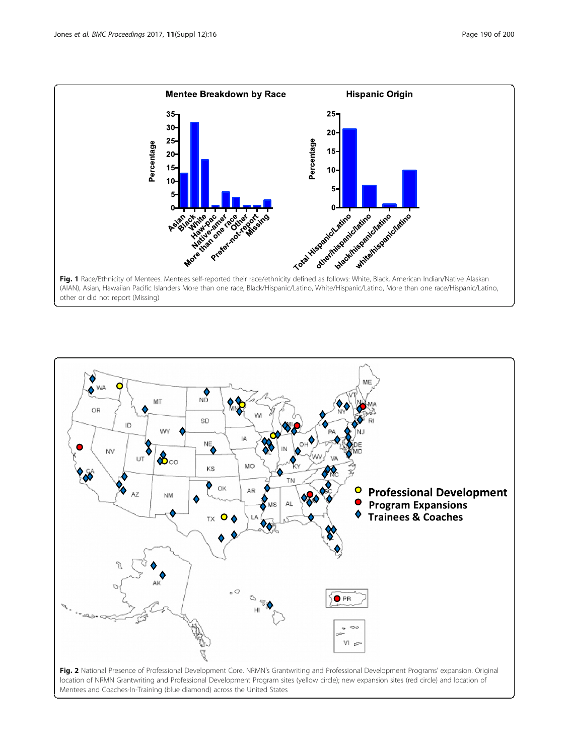**Fig. 1** Race/Ethnicity of Mentees. Mentees self-reported their race/ethnicity defined as follows: White, Black, American Indian/Native Alaskan (AIAN), Asian, Hawaiian Pacific Islanders More than one race, Black/Hispanic/Latino, White/Hispanic/Latino, More than one race/Hispanic/Latino, other or did not report (Missing)

**Fig. 2** National Presence of Professional Development Core. NRMN's Grantwriting and Professional Development Programs' expansion. Original location of NRMN Grantwriting and Professional Development Program sites (yellow circle); new expansion sites (red circle) and location of Mentees and Coaches-In-Training (blue diamond) across the United States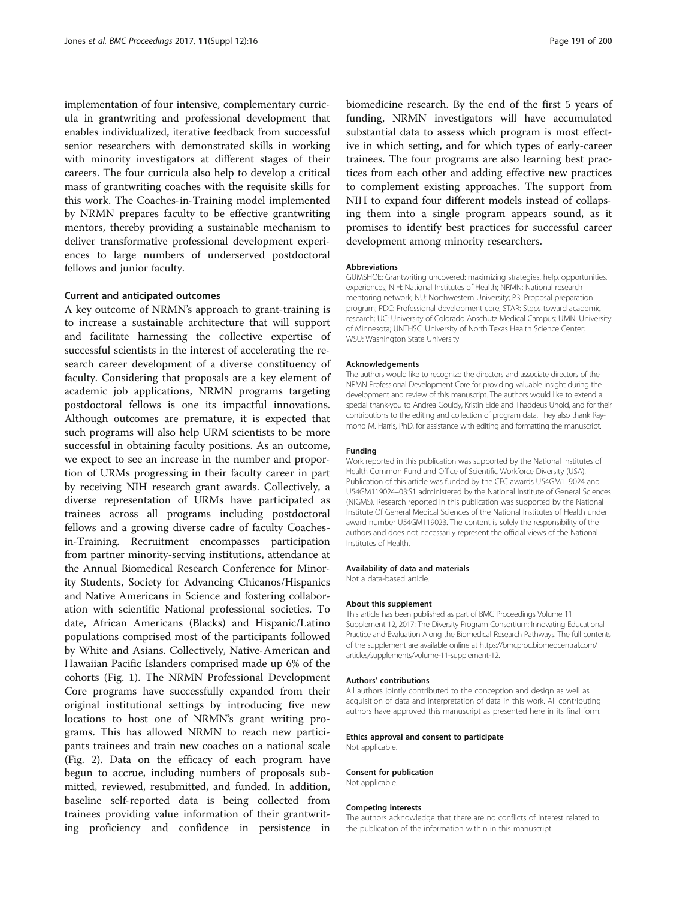implementation of four intensive, complementary curricula in grantwriting and professional development that enables individualized, iterative feedback from successful senior researchers with demonstrated skills in working with minority investigators at different stages of their careers. The four curricula also help to develop a critical mass of grantwriting coaches with the requisite skills for this work. The Coaches-in-Training model implemented by NRMN prepares faculty to be effective grantwriting mentors, thereby providing a sustainable mechanism to deliver transformative professional development experiences to large numbers of underserved postdoctoral fellows and junior faculty.

### Current and anticipated outcomes

A key outcome of NRMN's approach to grant-training is to increase a sustainable architecture that will support and facilitate harnessing the collective expertise of successful scientists in the interest of accelerating the research career development of a diverse constituency of faculty. Considering that proposals are a key element of academic job applications, NRMN programs targeting postdoctoral fellows is one its impactful innovations. Although outcomes are premature, it is expected that such programs will also help URM scientists to be more successful in obtaining faculty positions. As an outcome, we expect to see an increase in the number and proportion of URMs progressing in their faculty career in part by receiving NIH research grant awards. Collectively, a diverse representation of URMs have participated as trainees across all programs including postdoctoral fellows and a growing diverse cadre of faculty Coaches-in-Training. Recruitment encompasses participation from partner minority-serving institutions, attendance at the Annual Biomedical Research Conference for Minority Students, Society for Advancing Chicanos/Hispanics and Native Americans in Science and fostering collaboration with scientific National professional societies. To date, African Americans (Blacks) and Hispanic/Latino populations comprised most of the participants followed by White and Asians. Collectively, Native-American and Hawaiian Pacific Islanders comprised made up 6% of the cohorts (Fig. 1). The NRMN Professional Development Core programs have successfully expanded from their original institutional settings by introducing five new locations to host one of NRMN's grant writing programs. This has allowed NRMN to reach new participants trainees and train new coaches on a national scale (Fig. 2). Data on the efficacy of each program have begun to accrue, including numbers of proposals submitted, reviewed, resubmitted, and funded. In addition, baseline self-reported data is being collected from trainees providing value information of their grantwriting proficiency and confidence in persistence in biomedicine research. By the end of the first 5 years of funding, NRMN investigators will have accumulated substantial data to assess which program is most effective in which setting, and for which types of early-career trainees. The four programs are also learning best practices from each other and adding effective new practices to complement existing approaches. The support from NIH to expand four different models instead of collapsing them into a single program appears sound, as it promises to identify best practices for successful career development among minority researchers.

#### Abbreviations

GUMSHOE: Grantwriting uncovered: maximizing strategies, help, opportunities, experiences; NIH: National Institutes of Health; NRMN: National research mentoring network; NU: Northwestern University; P3: Proposal preparation program; PDC: Professional development core; STAR: Steps toward academic research; UC: University of Colorado Anschutz Medical Campus; UMN: University of Minnesota; UNTHSC: University of North Texas Health Science Center; WSU: Washington State University

#### Acknowledgements

The authors would like to recognize the directors and associate directors of the NRMN Professional Development Core for providing valuable insight during the development and review of this manuscript. The authors would like to extend a special thank-you to Andrea Gouldy, Kristin Eide and Thaddeus Unold, and for their contributions to the editing and collection of program data. They also thank Raymond M. Harris, PhD, for assistance with editing and formatting the manuscript.

#### Funding

Work reported in this publication was supported by the National Institutes of Health Common Fund and Office of Scientific Workforce Diversity (USA). Publication of this article was funded by the CEC awards U54GM119024 and U54GM119024–03:S1 administered by the National Institute of General Sciences (NIGMS). Research reported in this publication was supported by the National Institute Of General Medical Sciences of the National Institutes of Health under award number U54GM119023. The content is solely the responsibility of the authors and does not necessarily represent the official views of the National Institutes of Health.

#### Availability of data and materials

Not a data-based article.

#### About this supplement

This article has been published as part of BMC Proceedings Volume 11 Supplement 12, 2017: The Diversity Program Consortium: Innovating Educational Practice and Evaluation Along the Biomedical Research Pathways. The full contents of the supplement are available online at https://bmcproc.biomedcentral.com/articles/supplements/volume-11-supplement-12.

#### Authors' contributions

All authors jointly contributed to the conception and design as well as acquisition of data and interpretation of data in this work. All contributing authors have approved this manuscript as presented here in its final form.

#### Ethics approval and consent to participate

Not applicable.

#### Consent for publication

Not applicable.

#### Competing interests

The authors acknowledge that there are no conflicts of interest related to the publication of the information within in this manuscript.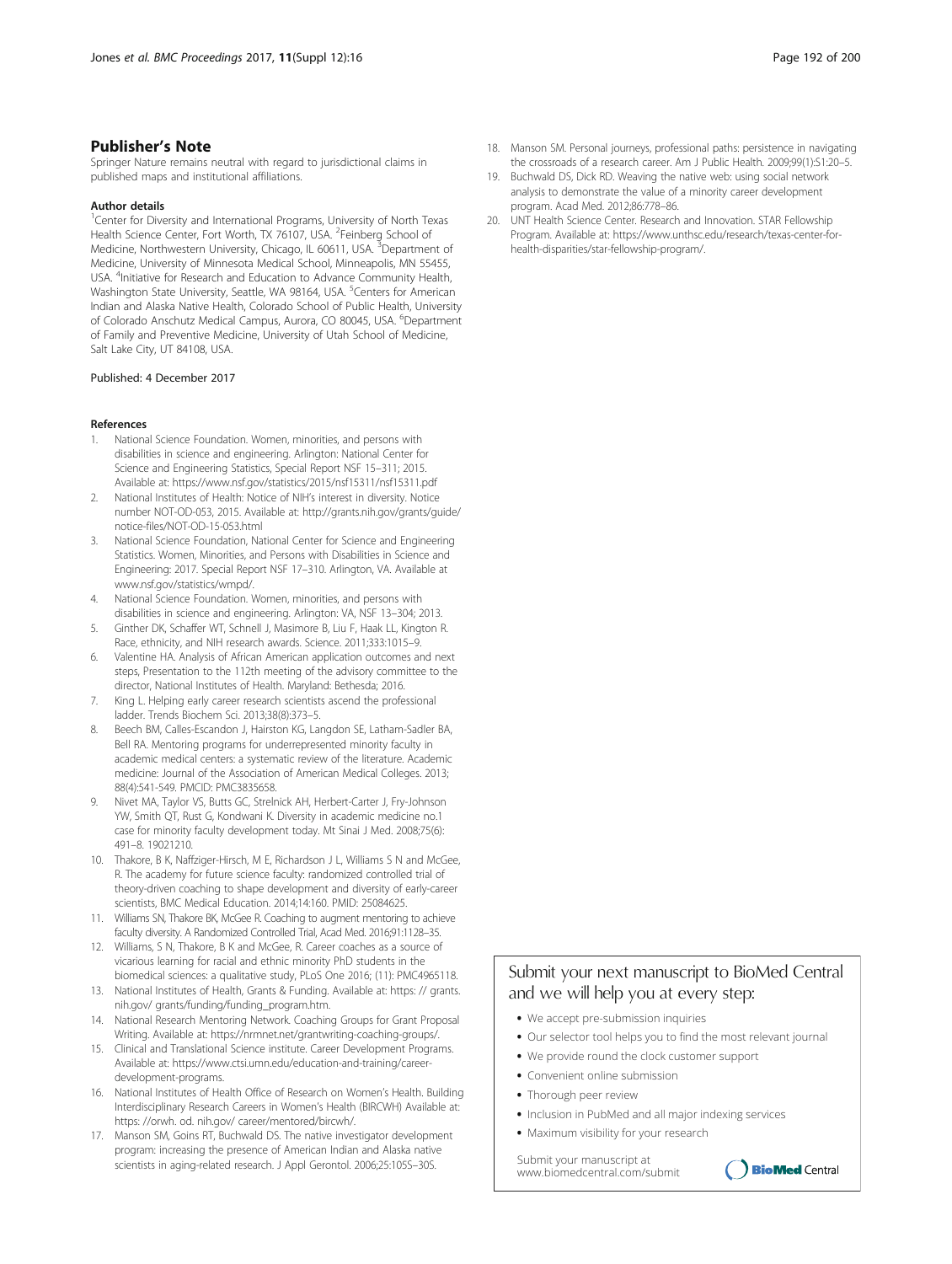## Publisher's Note

Springer Nature remains neutral with regard to jurisdictional claims in published maps and institutional affiliations.

### Author details

[1]Center for Diversity and International Programs, University of North Texas Health Science Center, Fort Worth, TX 76107, USA. [2]Feinberg School of Medicine, Northwestern University, Chicago, IL 60611, USA. [3]Department of Medicine, University of Minnesota Medical School, Minneapolis, MN 55455, USA. [4]Initiative for Research and Education to Advance Community Health, Washington State University, Seattle, WA 98164, USA. [5]Centers for American Indian and Alaska Native Health, Colorado School of Public Health, University of Colorado Anschutz Medical Campus, Aurora, CO 80045, USA. [6]Department of Family and Preventive Medicine, University of Utah School of Medicine, Salt Lake City, UT 84108, USA.

Published: 4 December 2017

### References

1. National Science Foundation. Women, minorities, and persons with disabilities in science and engineering. Arlington: National Center for Science and Engineering Statistics, Special Report NSF 15–311; 2015. Available at: https://www.nsf.gov/statistics/2015/nsf15311/nsf15311.pdf
2. National Institutes of Health: Notice of NIH's interest in diversity. Notice number NOT-OD-053, 2015. Available at: http://grants.nih.gov/grants/guide/notice-files/NOT-OD-15-053.html
3. National Science Foundation, National Center for Science and Engineering Statistics. Women, Minorities, and Persons with Disabilities in Science and Engineering: 2017. Special Report NSF 17–310. Arlington, VA. Available at www.nsf.gov/statistics/wmpd/.
4. National Science Foundation. Women, minorities, and persons with disabilities in science and engineering. Arlington: VA, NSF 13–304; 2013.
5. Ginther DK, Schaffer WT, Schnell J, Masimore B, Liu F, Haak LL, Kington R. Race, ethnicity, and NIH research awards. Science. 2011;333:1015–9.
6. Valentine HA. Analysis of African American application outcomes and next steps, Presentation to the 112th meeting of the advisory committee to the director, National Institutes of Health. Maryland: Bethesda; 2016.
7. King L. Helping early career research scientists ascend the professional ladder. Trends Biochem Sci. 2013;38(8):373–5.
8. Beech BM, Calles-Escandon J, Hairston KG, Langdon SE, Latham-Sadler BA, Bell RA. Mentoring programs for underrepresented minority faculty in academic medical centers: a systematic review of the literature. Academic medicine: Journal of the Association of American Medical Colleges. 2013; 88(4):541-549. PMCID: PMC3835658.
9. Nivet MA, Taylor VS, Butts GC, Strelnick AH, Herbert-Carter J, Fry-Johnson YW, Smith QT, Rust G, Kondwani K. Diversity in academic medicine no.1 case for minority faculty development today. Mt Sinai J Med. 2008;75(6): 491–8. 19021210.
10. Thakore, B K, Naffziger-Hirsch, M E, Richardson J L, Williams S N and McGee, R. The academy for future science faculty: randomized controlled trial of theory-driven coaching to shape development and diversity of early-career scientists, BMC Medical Education. 2014;14:160. PMID: 25084625.
11. Williams SN, Thakore BK, McGee R. Coaching to augment mentoring to achieve faculty diversity. A Randomized Controlled Trial, Acad Med. 2016;91:1128–35.
12. Williams, S N, Thakore, B K and McGee, R. Career coaches as a source of vicarious learning for racial and ethnic minority PhD students in the biomedical sciences: a qualitative study, PLoS One 2016; (11): PMC4965118.
13. National Institutes of Health, Grants & Funding. Available at: https: // grants. nih.gov/ grants/funding/funding_program.htm.
14. National Research Mentoring Network. Coaching Groups for Grant Proposal Writing. Available at: https://nrmnet.net/grantwriting-coaching-groups/.
15. Clinical and Translational Science institute. Career Development Programs. Available at: https://www.ctsi.umn.edu/education-and-training/career-development-programs.
16. National Institutes of Health Office of Research on Women's Health. Building Interdisciplinary Research Careers in Women's Health (BIRCWH) Available at: https: //orwh. od. nih.gov/ career/mentored/bircwh/.
17. Manson SM, Goins RT, Buchwald DS. The native investigator development program: increasing the presence of American Indian and Alaska native scientists in aging-related research. J Appl Gerontol. 2006;25:105S–30S.
18. Manson SM. Personal journeys, professional paths: persistence in navigating the crossroads of a research career. Am J Public Health. 2009;99(1):S1:20–5.
19. Buchwald DS, Dick RD. Weaving the native web: using social network analysis to demonstrate the value of a minority career development program. Acad Med. 2012;86:778–86.
20. UNT Health Science Center. Research and Innovation. STAR Fellowship Program. Available at: https://www.unthsc.edu/research/texas-center-for-health-disparities/star-fellowship-program/.

Submit your next manuscript to BioMed Central and we will help you at every step:

- We accept pre-submission inquiries
- Our selector tool helps you to find the most relevant journal
- We provide round the clock customer support
- Convenient online submission
- Thorough peer review
- Inclusion in PubMed and all major indexing services
- Maximum visibility for your research

Submit your manuscript at www.biomedcentral.com/submit

BioMed Central